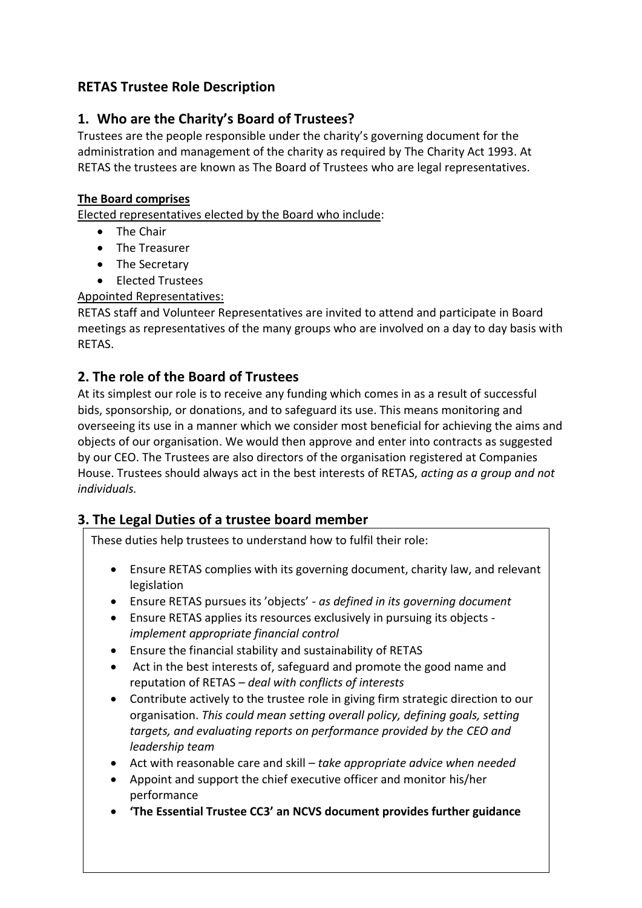# RETAS Trustee Role Description

## 1. Who are the Charity's Board of Trustees?

Trustees are the people responsible under the charity's governing document for the administration and management of the charity as required by The Charity Act 1993. At RETAS the trustees are known as The Board of Trustees who are legal representatives.

**The Board comprises**

Elected representatives elected by the Board who include:

- The Chair
- The Treasurer
- The Secretary
- Elected Trustees

Appointed Representatives:

RETAS staff and Volunteer Representatives are invited to attend and participate in Board meetings as representatives of the many groups who are involved on a day to day basis with RETAS.

## 2. The role of the Board of Trustees

At its simplest our role is to receive any funding which comes in as a result of successful bids, sponsorship, or donations, and to safeguard its use. This means monitoring and overseeing its use in a manner which we consider most beneficial for achieving the aims and objects of our organisation. We would then approve and enter into contracts as suggested by our CEO. The Trustees are also directors of the organisation registered at Companies House. Trustees should always act in the best interests of RETAS, *acting as a group and not individuals.*

## 3. The Legal Duties of a trustee board member

These duties help trustees to understand how to fulfil their role:

- Ensure RETAS complies with its governing document, charity law, and relevant legislation
- Ensure RETAS pursues its 'objects' - *as defined in its governing document*
- Ensure RETAS applies its resources exclusively in pursuing its objects - *implement appropriate financial control*
- Ensure the financial stability and sustainability of RETAS
- Act in the best interests of, safeguard and promote the good name and reputation of RETAS – *deal with conflicts of interests*
- Contribute actively to the trustee role in giving firm strategic direction to our organisation. *This could mean setting overall policy, defining goals, setting targets, and evaluating reports on performance provided by the CEO and leadership team*
- Act with reasonable care and skill – *take appropriate advice when needed*
- Appoint and support the chief executive officer and monitor his/her performance
- **'The Essential Trustee CC3' an NCVS document provides further guidance**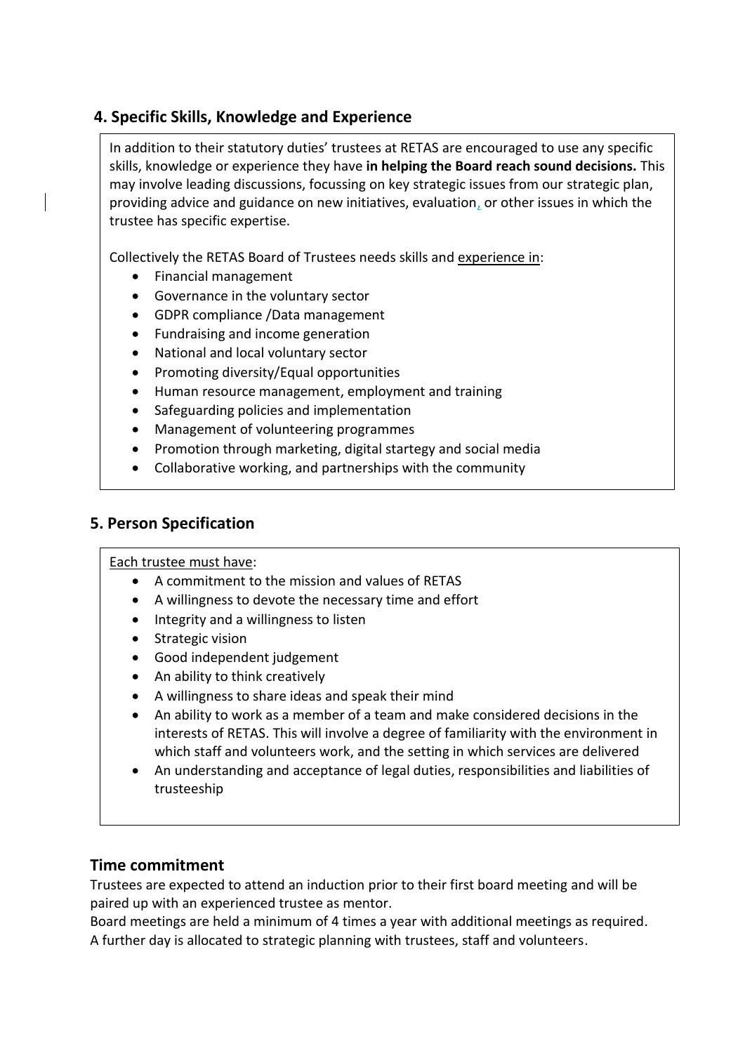## 4. Specific Skills, Knowledge and Experience

In addition to their statutory duties' trustees at RETAS are encouraged to use any specific skills, knowledge or experience they have **in helping the Board reach sound decisions.** This may involve leading discussions, focussing on key strategic issues from our strategic plan, providing advice and guidance on new initiatives, evaluation, or other issues in which the trustee has specific expertise.

Collectively the RETAS Board of Trustees needs skills and experience in:

- Financial management
- Governance in the voluntary sector
- GDPR compliance /Data management
- Fundraising and income generation
- National and local voluntary sector
- Promoting diversity/Equal opportunities
- Human resource management, employment and training
- Safeguarding policies and implementation
- Management of volunteering programmes
- Promotion through marketing, digital startegy and social media
- Collaborative working, and partnerships with the community

## 5. Person Specification

Each trustee must have:

- A commitment to the mission and values of RETAS
- A willingness to devote the necessary time and effort
- Integrity and a willingness to listen
- Strategic vision
- Good independent judgement
- An ability to think creatively
- A willingness to share ideas and speak their mind
- An ability to work as a member of a team and make considered decisions in the interests of RETAS. This will involve a degree of familiarity with the environment in which staff and volunteers work, and the setting in which services are delivered
- An understanding and acceptance of legal duties, responsibilities and liabilities of trusteeship

## Time commitment

Trustees are expected to attend an induction prior to their first board meeting and will be paired up with an experienced trustee as mentor.
Board meetings are held a minimum of 4 times a year with additional meetings as required.
A further day is allocated to strategic planning with trustees, staff and volunteers.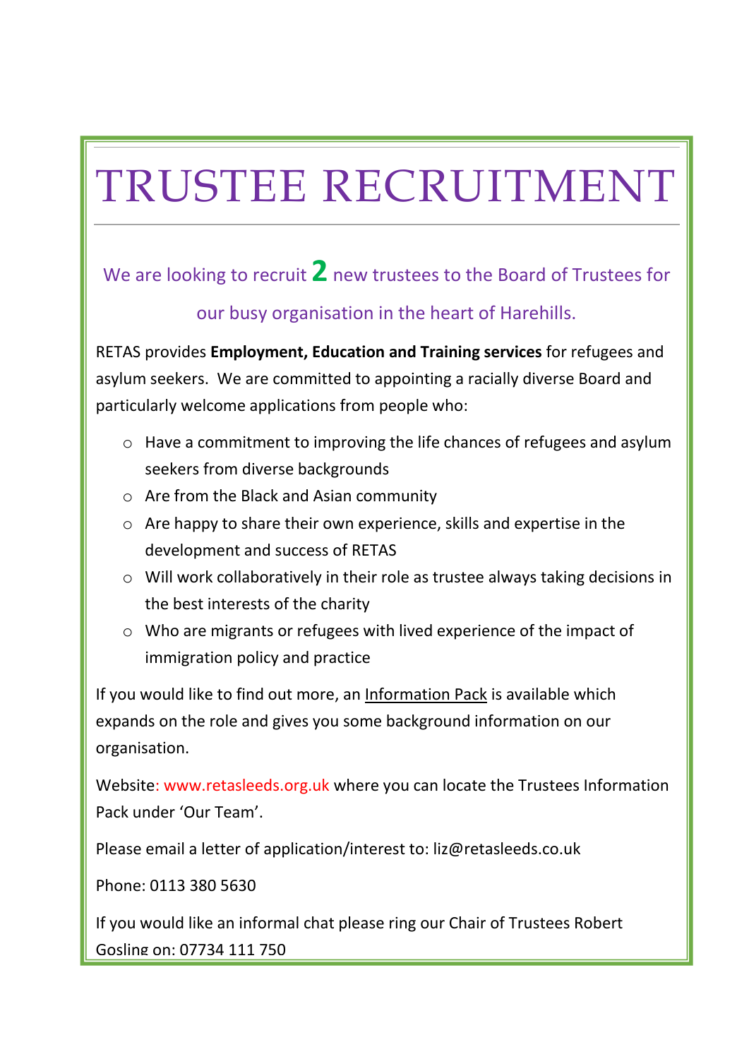# TRUSTEE RECRUITMENT

We are looking to recruit **2** new trustees to the Board of Trustees for our busy organisation in the heart of Harehills.

RETAS provides **Employment, Education and Training services** for refugees and asylum seekers. We are committed to appointing a racially diverse Board and particularly welcome applications from people who:

- Have a commitment to improving the life chances of refugees and asylum seekers from diverse backgrounds
- Are from the Black and Asian community
- Are happy to share their own experience, skills and expertise in the development and success of RETAS
- Will work collaboratively in their role as trustee always taking decisions in the best interests of the charity
- Who are migrants or refugees with lived experience of the impact of immigration policy and practice

If you would like to find out more, an Information Pack is available which expands on the role and gives you some background information on our organisation.

Website: www.retasleeds.org.uk where you can locate the Trustees Information Pack under 'Our Team'.

Please email a letter of application/interest to: liz@retasleeds.co.uk

Phone: 0113 380 5630

If you would like an informal chat please ring our Chair of Trustees Robert Gosling on: 07734 111 750